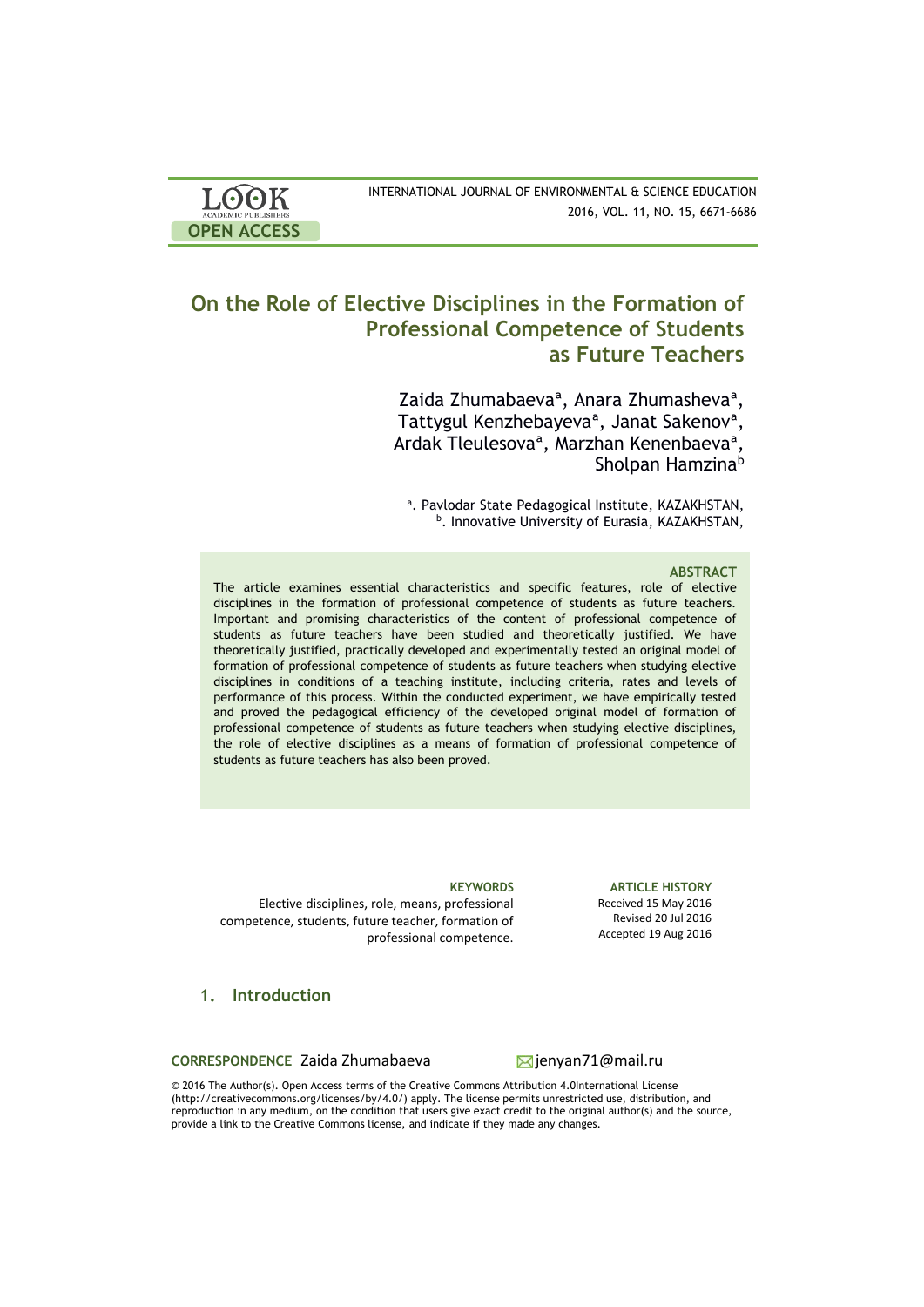# On the Role of Elective Disciplines in the Formation of Professional Competence of Students as Future Teachers

Zaida Zhumabaeva[a], Anara Zhumasheva[a], Tattygul Kenzhebayeva[a], Janat Sakenov[a], Ardak Tleulesova[a], Marzhan Kenenbaeva[a], Sholpan Hamzina[b]

[a]. Pavlodar State Pedagogical Institute, KAZAKHSTAN,
[b]. Innovative University of Eurasia, KAZAKHSTAN,

## ABSTRACT

The article examines essential characteristics and specific features, role of elective disciplines in the formation of professional competence of students as future teachers. Important and promising characteristics of the content of professional competence of students as future teachers have been studied and theoretically justified. We have theoretically justified, practically developed and experimentally tested an original model of formation of professional competence of students as future teachers when studying elective disciplines in conditions of a teaching institute, including criteria, rates and levels of performance of this process. Within the conducted experiment, we have empirically tested and proved the pedagogical efficiency of the developed original model of formation of professional competence of students as future teachers when studying elective disciplines, the role of elective disciplines as a means of formation of professional competence of students as future teachers has also been proved.

**KEYWORDS**
Elective disciplines, role, means, professional competence, students, future teacher, formation of professional competence.

**ARTICLE HISTORY**
Received 15 May 2016
Revised 20 Jul 2016
Accepted 19 Aug 2016

## 1. Introduction

**CORRESPONDENCE** Zaida Zhumabaeva jenyan71@mail.ru

© 2016 The Author(s). Open Access terms of the Creative Commons Attribution 4.0International License (http://creativecommons.org/licenses/by/4.0/) apply. The license permits unrestricted use, distribution, and reproduction in any medium, on the condition that users give exact credit to the original author(s) and the source, provide a link to the Creative Commons license, and indicate if they made any changes.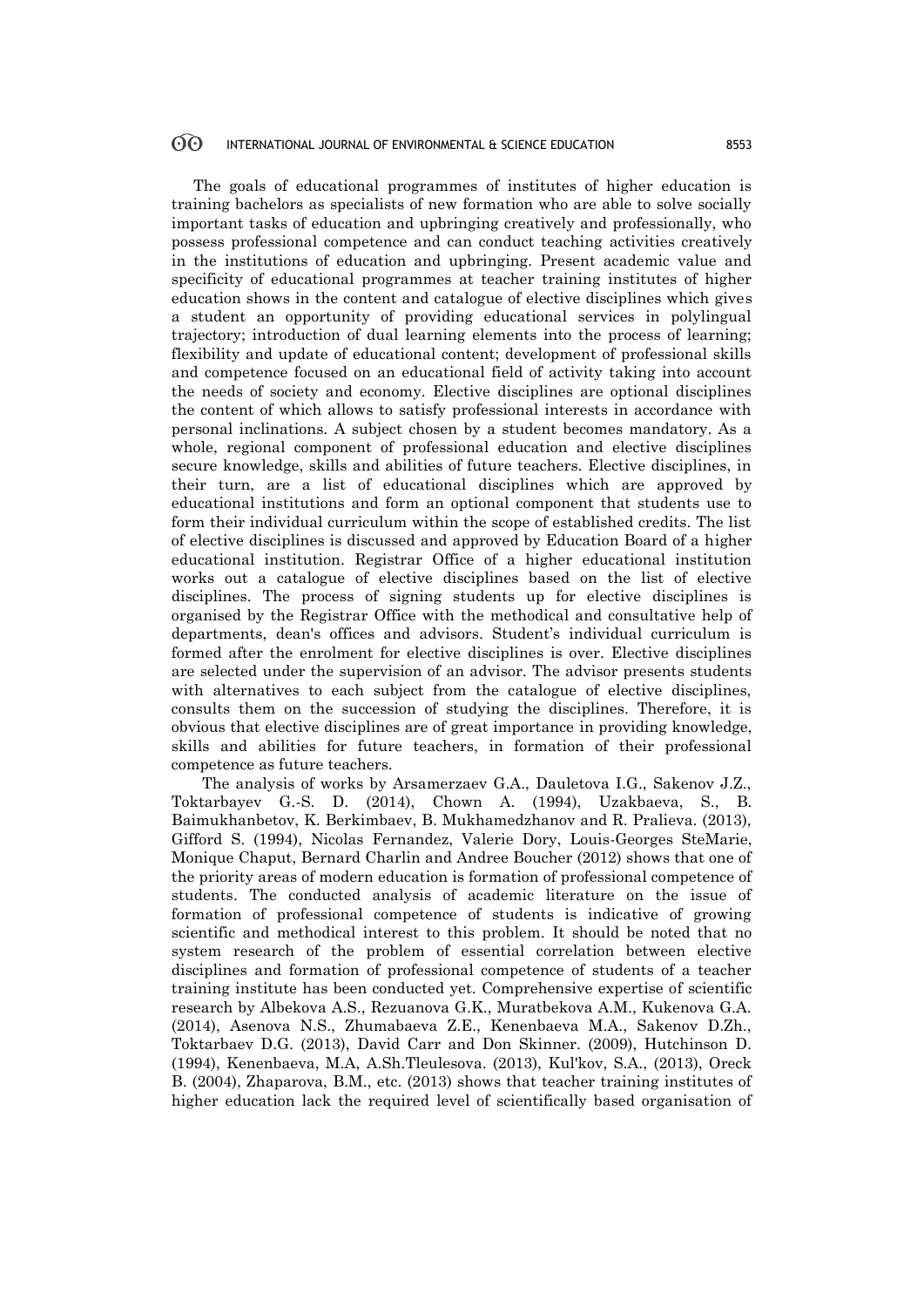The goals of educational programmes of institutes of higher education is training bachelors as specialists of new formation who are able to solve socially important tasks of education and upbringing creatively and professionally, who possess professional competence and can conduct teaching activities creatively in the institutions of education and upbringing. Present academic value and specificity of educational programmes at teacher training institutes of higher education shows in the content and catalogue of elective disciplines which gives a student an opportunity of providing educational services in polylingual trajectory; introduction of dual learning elements into the process of learning; flexibility and update of educational content; development of professional skills and competence focused on an educational field of activity taking into account the needs of society and economy. Elective disciplines are optional disciplines the content of which allows to satisfy professional interests in accordance with personal inclinations. A subject chosen by a student becomes mandatory. As a whole, regional component of professional education and elective disciplines secure knowledge, skills and abilities of future teachers. Elective disciplines, in their turn, are a list of educational disciplines which are approved by educational institutions and form an optional component that students use to form their individual curriculum within the scope of established credits. The list of elective disciplines is discussed and approved by Education Board of a higher educational institution. Registrar Office of a higher educational institution works out a catalogue of elective disciplines based on the list of elective disciplines. The process of signing students up for elective disciplines is organised by the Registrar Office with the methodical and consultative help of departments, dean's offices and advisors. Student's individual curriculum is formed after the enrolment for elective disciplines is over. Elective disciplines are selected under the supervision of an advisor. The advisor presents students with alternatives to each subject from the catalogue of elective disciplines, consults them on the succession of studying the disciplines. Therefore, it is obvious that elective disciplines are of great importance in providing knowledge, skills and abilities for future teachers, in formation of their professional competence as future teachers.

The analysis of works by Arsamerzaev G.A., Dauletova I.G., Sakenov J.Z., Toktarbayev G.-S. D. (2014), Chown A. (1994), Uzakbaeva, S., B. Baimukhanbetov, K. Berkimbaev, B. Mukhamedzhanov and R. Pralieva. (2013), Gifford S. (1994), Nicolas Fernandez, Valerie Dory, Louis-Georges SteMarie, Monique Chaput, Bernard Charlin and Andree Boucher (2012) shows that one of the priority areas of modern education is formation of professional competence of students. The conducted analysis of academic literature on the issue of formation of professional competence of students is indicative of growing scientific and methodical interest to this problem. It should be noted that no system research of the problem of essential correlation between elective disciplines and formation of professional competence of students of a teacher training institute has been conducted yet. Comprehensive expertise of scientific research by Albekova A.S., Rezuanova G.K., Muratbekova A.M., Kukenova G.A. (2014), Asenova N.S., Zhumabaeva Z.E., Kenenbaeva M.A., Sakenov D.Zh., Toktarbaev D.G. (2013), David Carr and Don Skinner. (2009), Hutchinson D. (1994), Kenenbaeva, M.A, A.Sh.Tleulesova. (2013), Kul'kov, S.A., (2013), Oreck B. (2004), Zhaparova, B.M., etc. (2013) shows that teacher training institutes of higher education lack the required level of scientifically based organisation of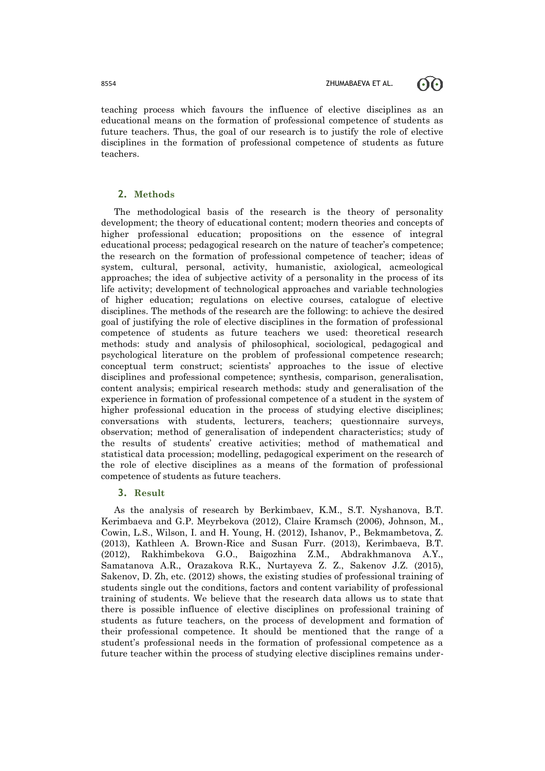teaching process which favours the influence of elective disciplines as an educational means on the formation of professional competence of students as future teachers. Thus, the goal of our research is to justify the role of elective disciplines in the formation of professional competence of students as future teachers.

## 2. Methods

The methodological basis of the research is the theory of personality development; the theory of educational content; modern theories and concepts of higher professional education; propositions on the essence of integral educational process; pedagogical research on the nature of teacher's competence; the research on the formation of professional competence of teacher; ideas of system, cultural, personal, activity, humanistic, axiological, acmeological approaches; the idea of subjective activity of a personality in the process of its life activity; development of technological approaches and variable technologies of higher education; regulations on elective courses, catalogue of elective disciplines. The methods of the research are the following: to achieve the desired goal of justifying the role of elective disciplines in the formation of professional competence of students as future teachers we used: theoretical research methods: study and analysis of philosophical, sociological, pedagogical and psychological literature on the problem of professional competence research; conceptual term construct; scientists' approaches to the issue of elective disciplines and professional competence; synthesis, comparison, generalisation, content analysis; empirical research methods: study and generalisation of the experience in formation of professional competence of a student in the system of higher professional education in the process of studying elective disciplines; conversations with students, lecturers, teachers; questionnaire surveys, observation; method of generalisation of independent characteristics; study of the results of students' creative activities; method of mathematical and statistical data procession; modelling, pedagogical experiment on the research of the role of elective disciplines as a means of the formation of professional competence of students as future teachers.

## 3. Result

As the analysis of research by Berkimbaev, K.M., S.T. Nyshanova, B.T. Kerimbaeva and G.P. Meyrbekova (2012), Claire Kramsch (2006), Johnson, M., Cowin, L.S., Wilson, I. and H. Young, H. (2012), Ishanov, P., Bekmambetova, Z. (2013), Kathleen A. Brown-Rice and Susan Furr. (2013), Kerimbaeva, B.T. (2012), Rakhimbekova G.O., Baigozhina Z.M., Abdrakhmanova A.Y., Samatanova A.R., Orazakova R.K., Nurtayeva Z. Z., Sakenov J.Z. (2015), Sakenov, D. Zh, etc. (2012) shows, the existing studies of professional training of students single out the conditions, factors and content variability of professional training of students. We believe that the research data allows us to state that there is possible influence of elective disciplines on professional training of students as future teachers, on the process of development and formation of their professional competence. It should be mentioned that the range of a student's professional needs in the formation of professional competence as a future teacher within the process of studying elective disciplines remains under-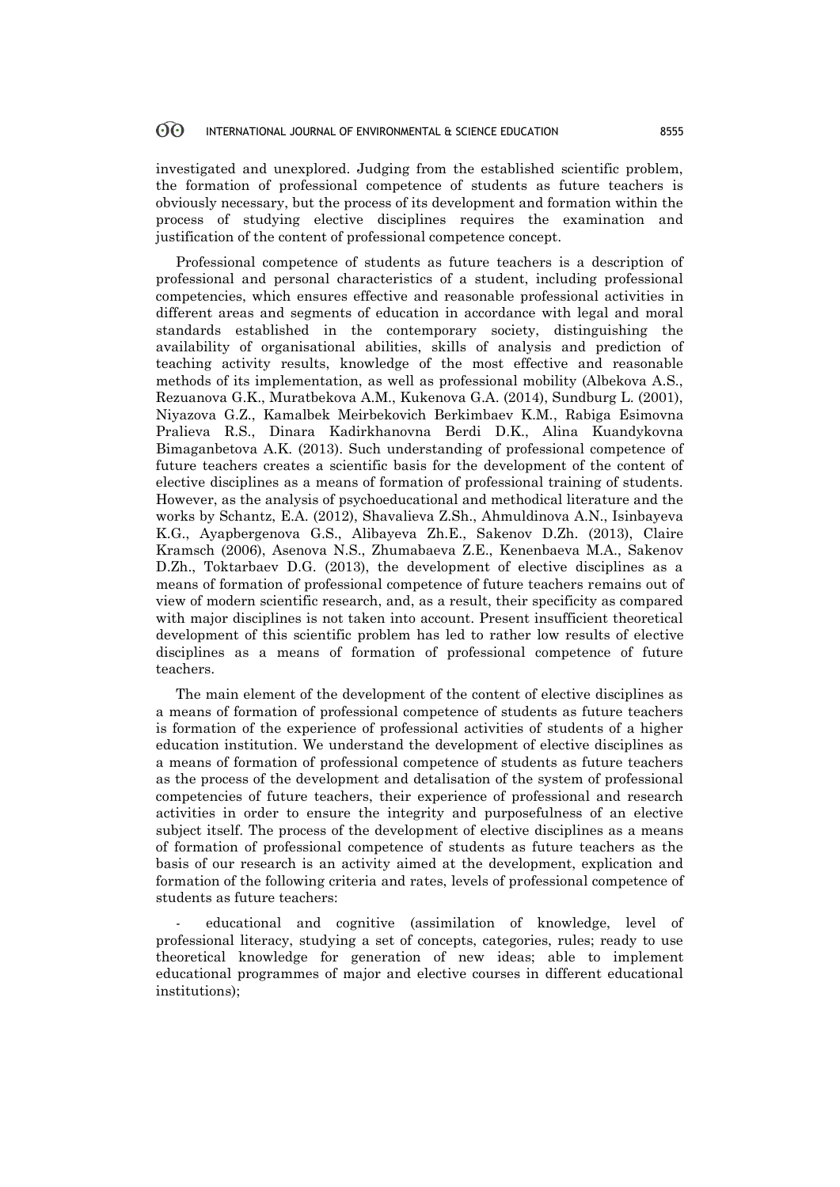investigated and unexplored. Judging from the established scientific problem, the formation of professional competence of students as future teachers is obviously necessary, but the process of its development and formation within the process of studying elective disciplines requires the examination and justification of the content of professional competence concept.

Professional competence of students as future teachers is a description of professional and personal characteristics of a student, including professional competencies, which ensures effective and reasonable professional activities in different areas and segments of education in accordance with legal and moral standards established in the contemporary society, distinguishing the availability of organisational abilities, skills of analysis and prediction of teaching activity results, knowledge of the most effective and reasonable methods of its implementation, as well as professional mobility (Albekova A.S., Rezuanova G.K., Muratbekova A.M., Kukenova G.A. (2014), Sundburg L. (2001), Niyazova G.Z., Kamalbek Meirbekovich Berkimbaev K.M., Rabiga Esimovna Pralieva R.S., Dinara Kadirkhanovna Berdi D.K., Alina Kuandykovna Bimaganbetova A.K. (2013). Such understanding of professional competence of future teachers creates a scientific basis for the development of the content of elective disciplines as a means of formation of professional training of students. However, as the analysis of psychoeducational and methodical literature and the works by Schantz, E.A. (2012), Shavalieva Z.Sh., Ahmuldinova A.N., Isinbayeva K.G., Ayapbergenova G.S., Alibayeva Zh.E., Sakenov D.Zh. (2013), Claire Kramsch (2006), Asenova N.S., Zhumabaeva Z.E., Kenenbaeva M.A., Sakenov D.Zh., Toktarbaev D.G. (2013), the development of elective disciplines as a means of formation of professional competence of future teachers remains out of view of modern scientific research, and, as a result, their specificity as compared with major disciplines is not taken into account. Present insufficient theoretical development of this scientific problem has led to rather low results of elective disciplines as a means of formation of professional competence of future teachers.

The main element of the development of the content of elective disciplines as a means of formation of professional competence of students as future teachers is formation of the experience of professional activities of students of a higher education institution. We understand the development of elective disciplines as a means of formation of professional competence of students as future teachers as the process of the development and detalisation of the system of professional competencies of future teachers, their experience of professional and research activities in order to ensure the integrity and purposefulness of an elective subject itself. The process of the development of elective disciplines as a means of formation of professional competence of students as future teachers as the basis of our research is an activity aimed at the development, explication and formation of the following criteria and rates, levels of professional competence of students as future teachers:

- educational and cognitive (assimilation of knowledge, level of professional literacy, studying a set of concepts, categories, rules; ready to use theoretical knowledge for generation of new ideas; able to implement educational programmes of major and elective courses in different educational institutions);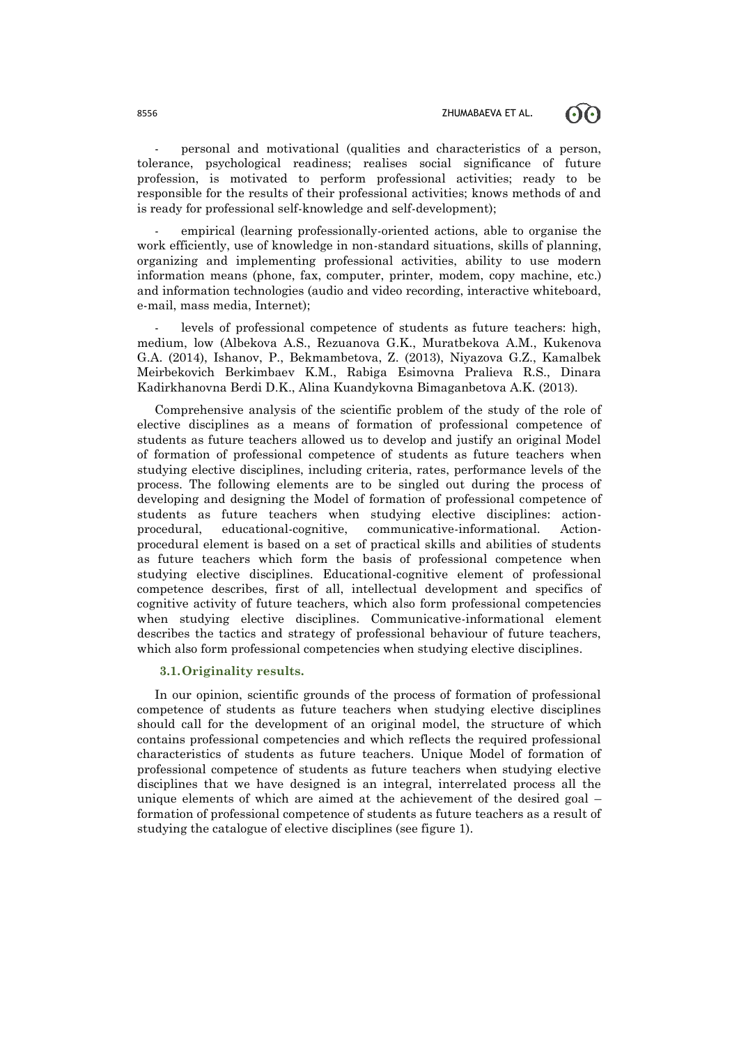- personal and motivational (qualities and characteristics of a person, tolerance, psychological readiness; realises social significance of future profession, is motivated to perform professional activities; ready to be responsible for the results of their professional activities; knows methods of and is ready for professional self-knowledge and self-development);

- empirical (learning professionally-oriented actions, able to organise the work efficiently, use of knowledge in non-standard situations, skills of planning, organizing and implementing professional activities, ability to use modern information means (phone, fax, computer, printer, modem, copy machine, etc.) and information technologies (audio and video recording, interactive whiteboard, e-mail, mass media, Internet);

- levels of professional competence of students as future teachers: high, medium, low (Albekova A.S., Rezuanova G.K., Muratbekova A.M., Kukenova G.A. (2014), Ishanov, P., Bekmambetova, Z. (2013), Niyazova G.Z., Kamalbek Meirbekovich Berkimbaev K.M., Rabiga Esimovna Pralieva R.S., Dinara Kadirkhanovna Berdi D.K., Alina Kuandykovna Bimaganbetova A.K. (2013).

Comprehensive analysis of the scientific problem of the study of the role of elective disciplines as a means of formation of professional competence of students as future teachers allowed us to develop and justify an original Model of formation of professional competence of students as future teachers when studying elective disciplines, including criteria, rates, performance levels of the process. The following elements are to be singled out during the process of developing and designing the Model of formation of professional competence of students as future teachers when studying elective disciplines: action-procedural, educational-cognitive, communicative-informational. Action-procedural element is based on a set of practical skills and abilities of students as future teachers which form the basis of professional competence when studying elective disciplines. Educational-cognitive element of professional competence describes, first of all, intellectual development and specifics of cognitive activity of future teachers, which also form professional competencies when studying elective disciplines. Communicative-informational element describes the tactics and strategy of professional behaviour of future teachers, which also form professional competencies when studying elective disciplines.

### 3.1. Originality results.

In our opinion, scientific grounds of the process of formation of professional competence of students as future teachers when studying elective disciplines should call for the development of an original model, the structure of which contains professional competencies and which reflects the required professional characteristics of students as future teachers. Unique Model of formation of professional competence of students as future teachers when studying elective disciplines that we have designed is an integral, interrelated process all the unique elements of which are aimed at the achievement of the desired goal – formation of professional competence of students as future teachers as a result of studying the catalogue of elective disciplines (see figure 1).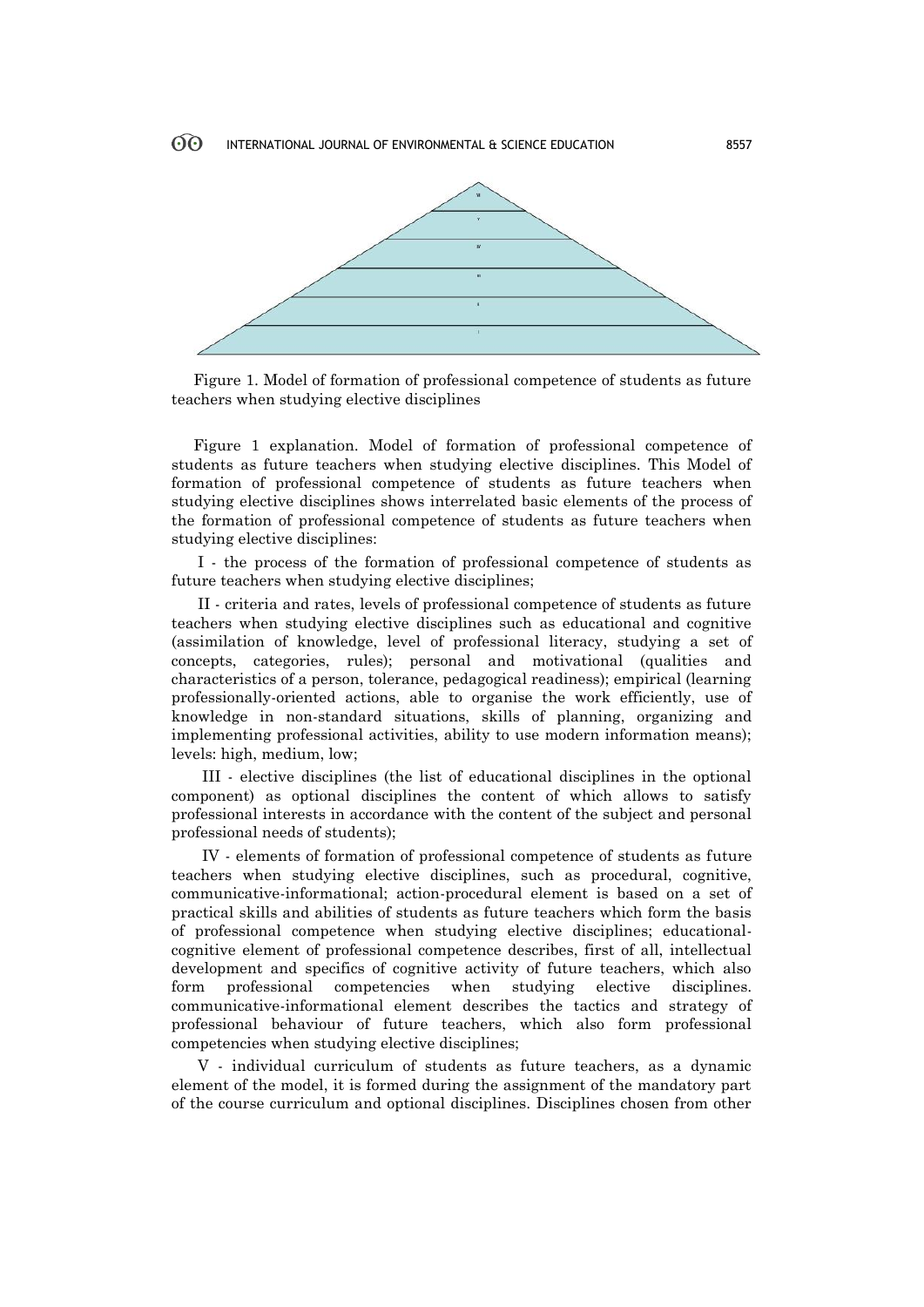Figure 1. Model of formation of professional competence of students as future teachers when studying elective disciplines

Figure 1 explanation. Model of formation of professional competence of students as future teachers when studying elective disciplines. This Model of formation of professional competence of students as future teachers when studying elective disciplines shows interrelated basic elements of the process of the formation of professional competence of students as future teachers when studying elective disciplines:

I - the process of the formation of professional competence of students as future teachers when studying elective disciplines;

II - criteria and rates, levels of professional competence of students as future teachers when studying elective disciplines such as educational and cognitive (assimilation of knowledge, level of professional literacy, studying a set of concepts, categories, rules); personal and motivational (qualities and characteristics of a person, tolerance, pedagogical readiness); empirical (learning professionally-oriented actions, able to organise the work efficiently, use of knowledge in non-standard situations, skills of planning, organizing and implementing professional activities, ability to use modern information means); levels: high, medium, low;

III - elective disciplines (the list of educational disciplines in the optional component) as optional disciplines the content of which allows to satisfy professional interests in accordance with the content of the subject and personal professional needs of students);

IV - elements of formation of professional competence of students as future teachers when studying elective disciplines, such as procedural, cognitive, communicative-informational; action-procedural element is based on a set of practical skills and abilities of students as future teachers which form the basis of professional competence when studying elective disciplines; educational-cognitive element of professional competence describes, first of all, intellectual development and specifics of cognitive activity of future teachers, which also form professional competencies when studying elective disciplines. communicative-informational element describes the tactics and strategy of professional behaviour of future teachers, which also form professional competencies when studying elective disciplines;

V - individual curriculum of students as future teachers, as a dynamic element of the model, it is formed during the assignment of the mandatory part of the course curriculum and optional disciplines. Disciplines chosen from other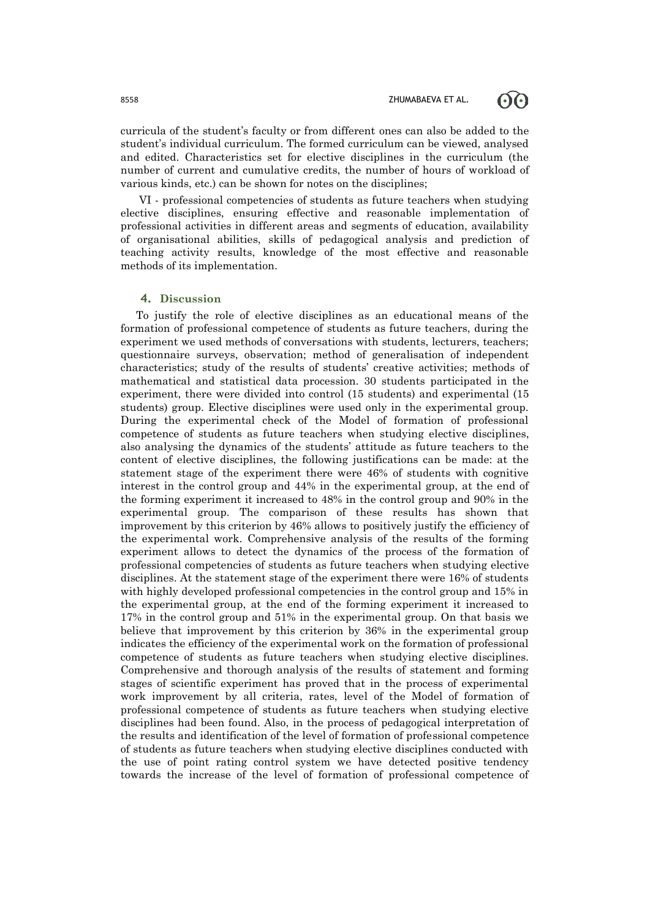curricula of the student's faculty or from different ones can also be added to the student's individual curriculum. The formed curriculum can be viewed, analysed and edited. Characteristics set for elective disciplines in the curriculum (the number of current and cumulative credits, the number of hours of workload of various kinds, etc.) can be shown for notes on the disciplines;

VI - professional competencies of students as future teachers when studying elective disciplines, ensuring effective and reasonable implementation of professional activities in different areas and segments of education, availability of organisational abilities, skills of pedagogical analysis and prediction of teaching activity results, knowledge of the most effective and reasonable methods of its implementation.

## 4. Discussion

To justify the role of elective disciplines as an educational means of the formation of professional competence of students as future teachers, during the experiment we used methods of conversations with students, lecturers, teachers; questionnaire surveys, observation; method of generalisation of independent characteristics; study of the results of students' creative activities; methods of mathematical and statistical data procession. 30 students participated in the experiment, there were divided into control (15 students) and experimental (15 students) group. Elective disciplines were used only in the experimental group. During the experimental check of the Model of formation of professional competence of students as future teachers when studying elective disciplines, also analysing the dynamics of the students' attitude as future teachers to the content of elective disciplines, the following justifications can be made: at the statement stage of the experiment there were 46% of students with cognitive interest in the control group and 44% in the experimental group, at the end of the forming experiment it increased to 48% in the control group and 90% in the experimental group. The comparison of these results has shown that improvement by this criterion by 46% allows to positively justify the efficiency of the experimental work. Comprehensive analysis of the results of the forming experiment allows to detect the dynamics of the process of the formation of professional competencies of students as future teachers when studying elective disciplines. At the statement stage of the experiment there were 16% of students with highly developed professional competencies in the control group and 15% in the experimental group, at the end of the forming experiment it increased to 17% in the control group and 51% in the experimental group. On that basis we believe that improvement by this criterion by 36% in the experimental group indicates the efficiency of the experimental work on the formation of professional competence of students as future teachers when studying elective disciplines. Comprehensive and thorough analysis of the results of statement and forming stages of scientific experiment has proved that in the process of experimental work improvement by all criteria, rates, level of the Model of formation of professional competence of students as future teachers when studying elective disciplines had been found. Also, in the process of pedagogical interpretation of the results and identification of the level of formation of professional competence of students as future teachers when studying elective disciplines conducted with the use of point rating control system we have detected positive tendency towards the increase of the level of formation of professional competence of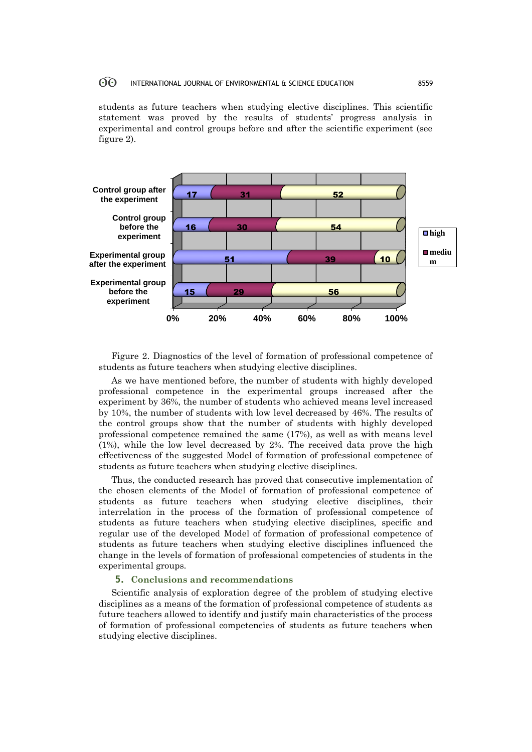students as future teachers when studying elective disciplines. This scientific statement was proved by the results of students' progress analysis in experimental and control groups before and after the scientific experiment (see figure 2).

| | high | medium | low |
|---|---|---|---|
| Control group after the experiment | 17 | 31 | 52 |
| Control group before the experiment | 16 | 30 | 54 |
| Experimental group after the experiment | 51 | 39 | 10 |
| Experimental group before the experiment | 15 | 29 | 56 |

Figure 2. Diagnostics of the level of formation of professional competence of students as future teachers when studying elective disciplines.

As we have mentioned before, the number of students with highly developed professional competence in the experimental groups increased after the experiment by 36%, the number of students who achieved means level increased by 10%, the number of students with low level decreased by 46%. The results of the control groups show that the number of students with highly developed professional competence remained the same (17%), as well as with means level (1%), while the low level decreased by 2%. The received data prove the high effectiveness of the suggested Model of formation of professional competence of students as future teachers when studying elective disciplines.

Thus, the conducted research has proved that consecutive implementation of the chosen elements of the Model of formation of professional competence of students as future teachers when studying elective disciplines, their interrelation in the process of the formation of professional competence of students as future teachers when studying elective disciplines, specific and regular use of the developed Model of formation of professional competence of students as future teachers when studying elective disciplines influenced the change in the levels of formation of professional competencies of students in the experimental groups.

## 5. Conclusions and recommendations

Scientific analysis of exploration degree of the problem of studying elective disciplines as a means of the formation of professional competence of students as future teachers allowed to identify and justify main characteristics of the process of formation of professional competencies of students as future teachers when studying elective disciplines.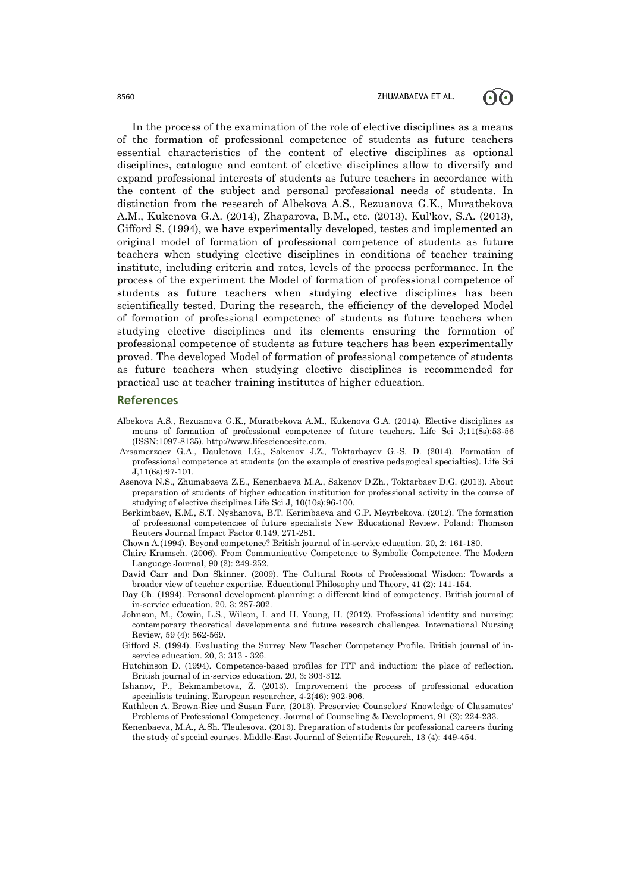In the process of the examination of the role of elective disciplines as a means of the formation of professional competence of students as future teachers essential characteristics of the content of elective disciplines as optional disciplines, catalogue and content of elective disciplines allow to diversify and expand professional interests of students as future teachers in accordance with the content of the subject and personal professional needs of students. In distinction from the research of Albekova A.S., Rezuanova G.K., Muratbekova A.M., Kukenova G.A. (2014), Zhaparova, B.M., etc. (2013), Kul'kov, S.A. (2013), Gifford S. (1994), we have experimentally developed, testes and implemented an original model of formation of professional competence of students as future teachers when studying elective disciplines in conditions of teacher training institute, including criteria and rates, levels of the process performance. In the process of the experiment the Model of formation of professional competence of students as future teachers when studying elective disciplines has been scientifically tested. During the research, the efficiency of the developed Model of formation of professional competence of students as future teachers when studying elective disciplines and its elements ensuring the formation of professional competence of students as future teachers has been experimentally proved. The developed Model of formation of professional competence of students as future teachers when studying elective disciplines is recommended for practical use at teacher training institutes of higher education.

## References

Albekova A.S., Rezuanova G.K., Muratbekova A.M., Kukenova G.A. (2014). Elective disciplines as means of formation of professional competence of future teachers. Life Sci J;11(8s):53-56 (ISSN:1097-8135). http://www.lifesciencesite.com.

Arsamerzaev G.A., Dauletova I.G., Sakenov J.Z., Toktarbayev G.-S. D. (2014). Formation of professional competence at students (on the example of creative pedagogical specialties). Life Sci J,11(6s):97-101.

Asenova N.S., Zhumabaeva Z.E., Kenenbaeva M.A., Sakenov D.Zh., Toktarbaev D.G. (2013). About preparation of students of higher education institution for professional activity in the course of studying of elective disciplines Life Sci J, 10(10s):96-100.

Berkimbaev, K.M., S.T. Nyshanova, B.T. Kerimbaeva and G.P. Meyrbekova. (2012). The formation of professional competencies of future specialists New Educational Review. Poland: Thomson Reuters Journal Impact Factor 0.149, 271-281.

Chown A.(1994). Beyond competence? British journal of in-service education. 20, 2: 161-180.

Claire Kramsch. (2006). From Communicative Competence to Symbolic Competence. The Modern Language Journal, 90 (2): 249-252.

David Carr and Don Skinner. (2009). The Cultural Roots of Professional Wisdom: Towards a broader view of teacher expertise. Educational Philosophy and Theory, 41 (2): 141-154.

Day Ch. (1994). Personal development planning: a different kind of competency. British journal of in-service education. 20. 3: 287-302.

Johnson, M., Cowin, L.S., Wilson, I. and H. Young, H. (2012). Professional identity and nursing: contemporary theoretical developments and future research challenges. International Nursing Review, 59 (4): 562-569.

Gifford S. (1994). Evaluating the Surrey New Teacher Competency Profile. British journal of in-service education. 20, 3: 313 - 326.

Hutchinson D. (1994). Competence-based profiles for ITT and induction: the place of reflection. British journal of in-service education. 20, 3: 303-312.

Ishanov, P., Bekmambetova, Z. (2013). Improvement the process of professional education specialists training. European researcher, 4-2(46): 902-906.

Kathleen A. Brown-Rice and Susan Furr, (2013). Preservice Counselors' Knowledge of Classmates' Problems of Professional Competency. Journal of Counseling & Development, 91 (2): 224-233.

Kenenbaeva, M.A., A.Sh. Tleulesova. (2013). Preparation of students for professional careers during the study of special courses. Middle-East Journal of Scientific Research, 13 (4): 449-454.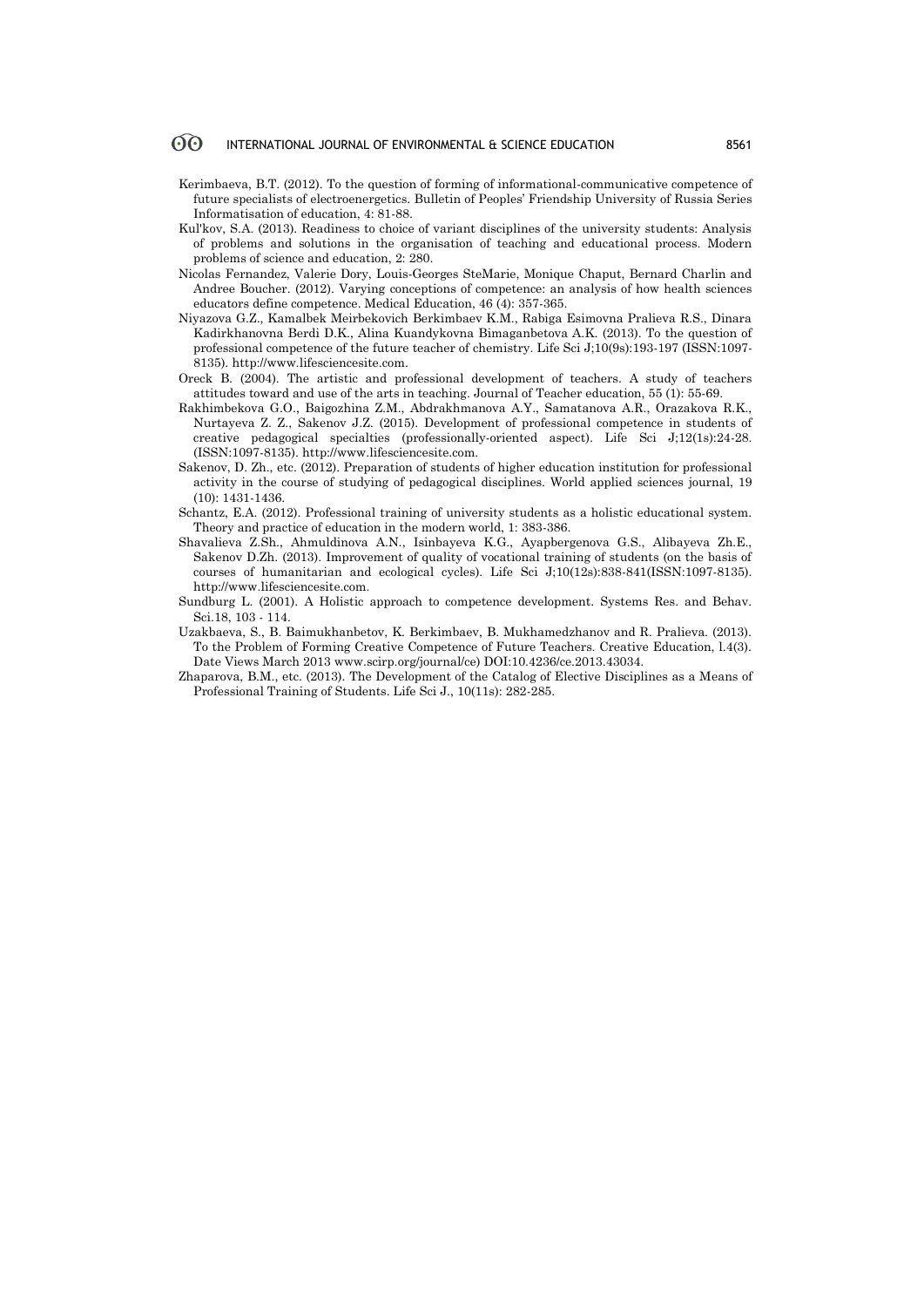Kerimbaeva, B.T. (2012). To the question of forming of informational-communicative competence of future specialists of electroenergetics. Bulletin of Peoples' Friendship University of Russia Series Informatisation of education, 4: 81-88.

Kul'kov, S.A. (2013). Readiness to choice of variant disciplines of the university students: Analysis of problems and solutions in the organisation of teaching and educational process. Modern problems of science and education, 2: 280.

Nicolas Fernandez, Valerie Dory, Louis-Georges SteMarie, Monique Chaput, Bernard Charlin and Andree Boucher. (2012). Varying conceptions of competence: an analysis of how health sciences educators define competence. Medical Education, 46 (4): 357-365.

Niyazova G.Z., Kamalbek Meirbekovich Berkimbaev K.M., Rabiga Esimovna Pralieva R.S., Dinara Kadirkhanovna Berdi D.K., Alina Kuandykovna Bimaganbetova A.K. (2013). To the question of professional competence of the future teacher of chemistry. Life Sci J;10(9s):193-197 (ISSN:1097-8135). http://www.lifesciencesite.com.

Oreck B. (2004). The artistic and professional development of teachers. A study of teachers attitudes toward and use of the arts in teaching. Journal of Teacher education, 55 (1): 55-69.

Rakhimbekova G.O., Baigozhina Z.M., Abdrakhmanova A.Y., Samatanova A.R., Orazakova R.K., Nurtayeva Z. Z., Sakenov J.Z. (2015). Development of professional competence in students of creative pedagogical specialties (professionally-oriented aspect). Life Sci J;12(1s):24-28. (ISSN:1097-8135). http://www.lifesciencesite.com.

Sakenov, D. Zh., etc. (2012). Preparation of students of higher education institution for professional activity in the course of studying of pedagogical disciplines. World applied sciences journal, 19 (10): 1431-1436.

Schantz, E.A. (2012). Professional training of university students as a holistic educational system. Theory and practice of education in the modern world, 1: 383-386.

Shavalieva Z.Sh., Ahmuldinova A.N., Isinbayeva K.G., Ayapbergenova G.S., Alibayeva Zh.E., Sakenov D.Zh. (2013). Improvement of quality of vocational training of students (on the basis of courses of humanitarian and ecological cycles). Life Sci J;10(12s):838-841(ISSN:1097-8135). http://www.lifesciencesite.com.

Sundburg L. (2001). A Holistic approach to competence development. Systems Res. and Behav. Sci.18, 103 - 114.

Uzakbaeva, S., B. Baimukhanbetov, K. Berkimbaev, B. Mukhamedzhanov and R. Pralieva. (2013). To the Problem of Forming Creative Competence of Future Teachers. Creative Education, l.4(3). Date Views March 2013 www.scirp.org/journal/ce) DOI:10.4236/ce.2013.43034.

Zhaparova, B.M., etc. (2013). The Development of the Catalog of Elective Disciplines as a Means of Professional Training of Students. Life Sci J., 10(11s): 282-285.